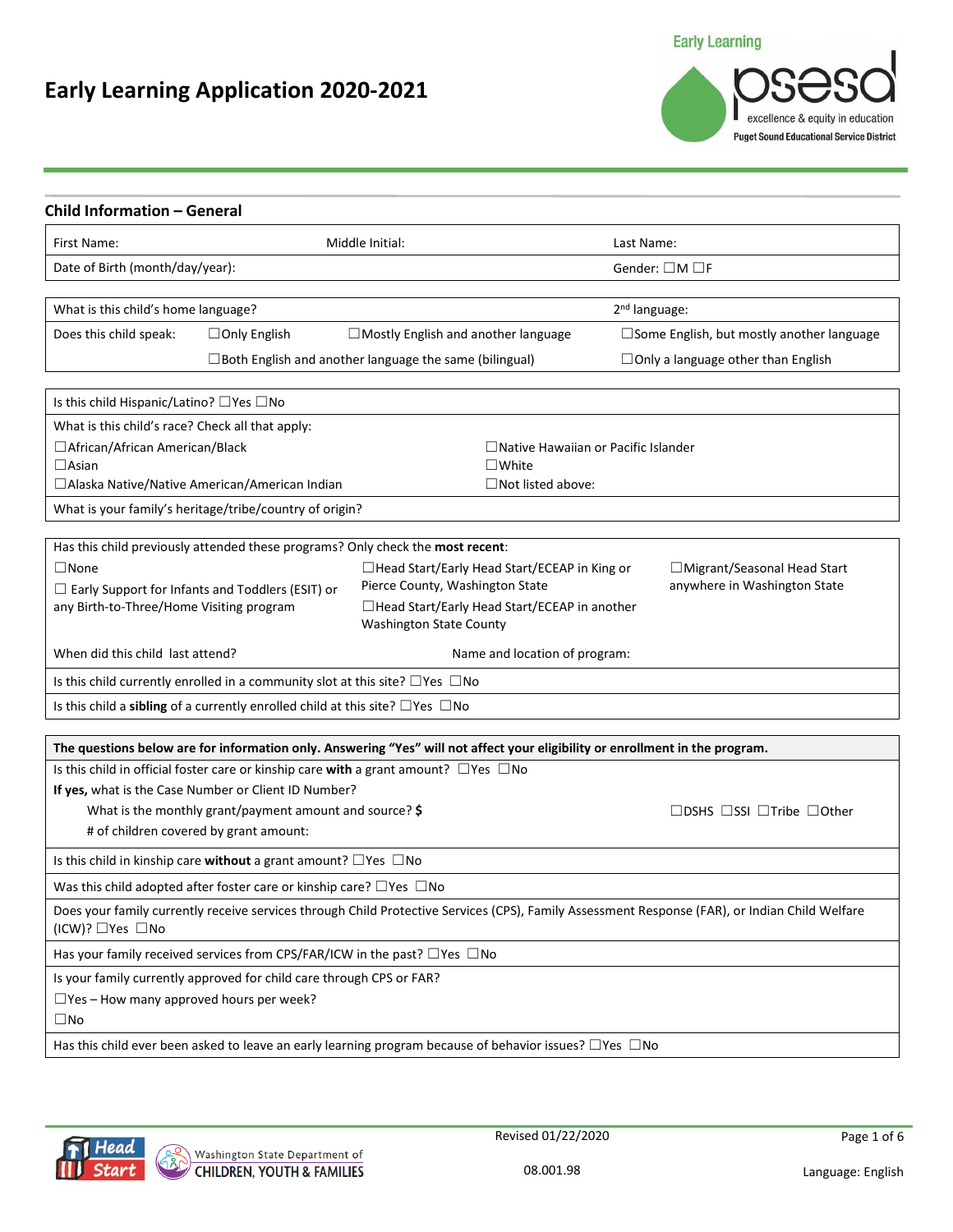# Early Learning Application 2020-2021

Early Learning psesd excellence & equity in education Puget Sound Educational Service District

## Child Information – General

| First Name: | Middle Initial: | Last Name: |
|---|---|---|
| Date of Birth (month/day/year): | | Gender: ☐M ☐F |

| What is this child's home language? | | 2nd language: |
|---|---|---|
| Does this child speak: ☐Only English | ☐Mostly English and another language | ☐Some English, but mostly another language |
| ☐Both English and another language the same (bilingual) | | ☐Only a language other than English |

Is this child Hispanic/Latino? ☐Yes ☐No

What is this child's race? Check all that apply:

- ☐African/African American/Black
- ☐Asian
- ☐Alaska Native/Native American/American Indian
- ☐Native Hawaiian or Pacific Islander
- ☐White
- ☐Not listed above:

What is your family's heritage/tribe/country of origin?

Has this child previously attended these programs? Only check the **most recent**:

- ☐None
- ☐ Early Support for Infants and Toddlers (ESIT) or any Birth-to-Three/Home Visiting program
- ☐Head Start/Early Head Start/ECEAP in King or Pierce County, Washington State
- ☐Head Start/Early Head Start/ECEAP in another Washington State County
- ☐Migrant/Seasonal Head Start anywhere in Washington State

When did this child last attend? Name and location of program:

Is this child currently enrolled in a community slot at this site? ☐Yes ☐No

Is this child a **sibling** of a currently enrolled child at this site? ☐Yes ☐No

**The questions below are for information only. Answering "Yes" will not affect your eligibility or enrollment in the program.**

Is this child in official foster care or kinship care **with** a grant amount? ☐Yes ☐No

**If yes,** what is the Case Number or Client ID Number?

What is the monthly grant/payment amount and source? **$** ☐DSHS ☐SSI ☐Tribe ☐Other

\# of children covered by grant amount:

Is this child in kinship care **without** a grant amount? ☐Yes ☐No

Was this child adopted after foster care or kinship care? ☐Yes ☐No

Does your family currently receive services through Child Protective Services (CPS), Family Assessment Response (FAR), or Indian Child Welfare (ICW)? ☐Yes ☐No

Has your family received services from CPS/FAR/ICW in the past? ☐Yes ☐No

Is your family currently approved for child care through CPS or FAR?

☐Yes – How many approved hours per week?

☐No

Has this child ever been asked to leave an early learning program because of behavior issues? ☐Yes ☐No

Head Start | Washington State Department of CHILDREN, YOUTH & FAMILIES

Revised 01/22/2020

08.001.98

Language: English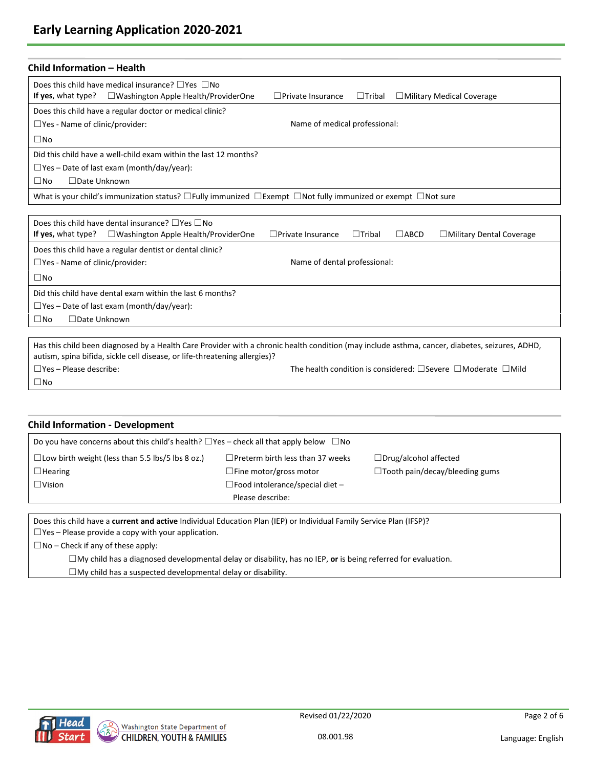# Early Learning Application 2020-2021

## Child Information – Health

Does this child have medical insurance? ☐Yes ☐No
**If yes**, what type? ☐Washington Apple Health/ProviderOne ☐Private Insurance ☐Tribal ☐Military Medical Coverage

Does this child have a regular doctor or medical clinic?
☐Yes - Name of clinic/provider: Name of medical professional:
☐No

Did this child have a well-child exam within the last 12 months?
☐Yes – Date of last exam (month/day/year):
☐No ☐Date Unknown

What is your child's immunization status? ☐Fully immunized ☐Exempt ☐Not fully immunized or exempt ☐Not sure

Does this child have dental insurance? ☐Yes ☐No
**If yes,** what type? ☐Washington Apple Health/ProviderOne ☐Private Insurance ☐Tribal ☐ABCD ☐Military Dental Coverage

Does this child have a regular dentist or dental clinic?
☐Yes - Name of clinic/provider: Name of dental professional:
☐No

Did this child have dental exam within the last 6 months?
☐Yes – Date of last exam (month/day/year):
☐No ☐Date Unknown

Has this child been diagnosed by a Health Care Provider with a chronic health condition (may include asthma, cancer, diabetes, seizures, ADHD, autism, spina bifida, sickle cell disease, or life-threatening allergies)?
☐Yes – Please describe: The health condition is considered: ☐Severe ☐Moderate ☐Mild
☐No

## Child Information - Development

Do you have concerns about this child's health? ☐Yes – check all that apply below ☐No

☐Low birth weight (less than 5.5 lbs/5 lbs 8 oz.) ☐Preterm birth less than 37 weeks ☐Drug/alcohol affected
☐Hearing ☐Fine motor/gross motor ☐Tooth pain/decay/bleeding gums
☐Vision ☐Food intolerance/special diet – Please describe:

Does this child have a **current and active** Individual Education Plan (IEP) or Individual Family Service Plan (IFSP)?
☐Yes – Please provide a copy with your application.
☐No – Check if any of these apply:
- ☐My child has a diagnosed developmental delay or disability, has no IEP, **or** is being referred for evaluation.
- ☐My child has a suspected developmental delay or disability.

Revised 01/22/2020
08.001.98
Language: English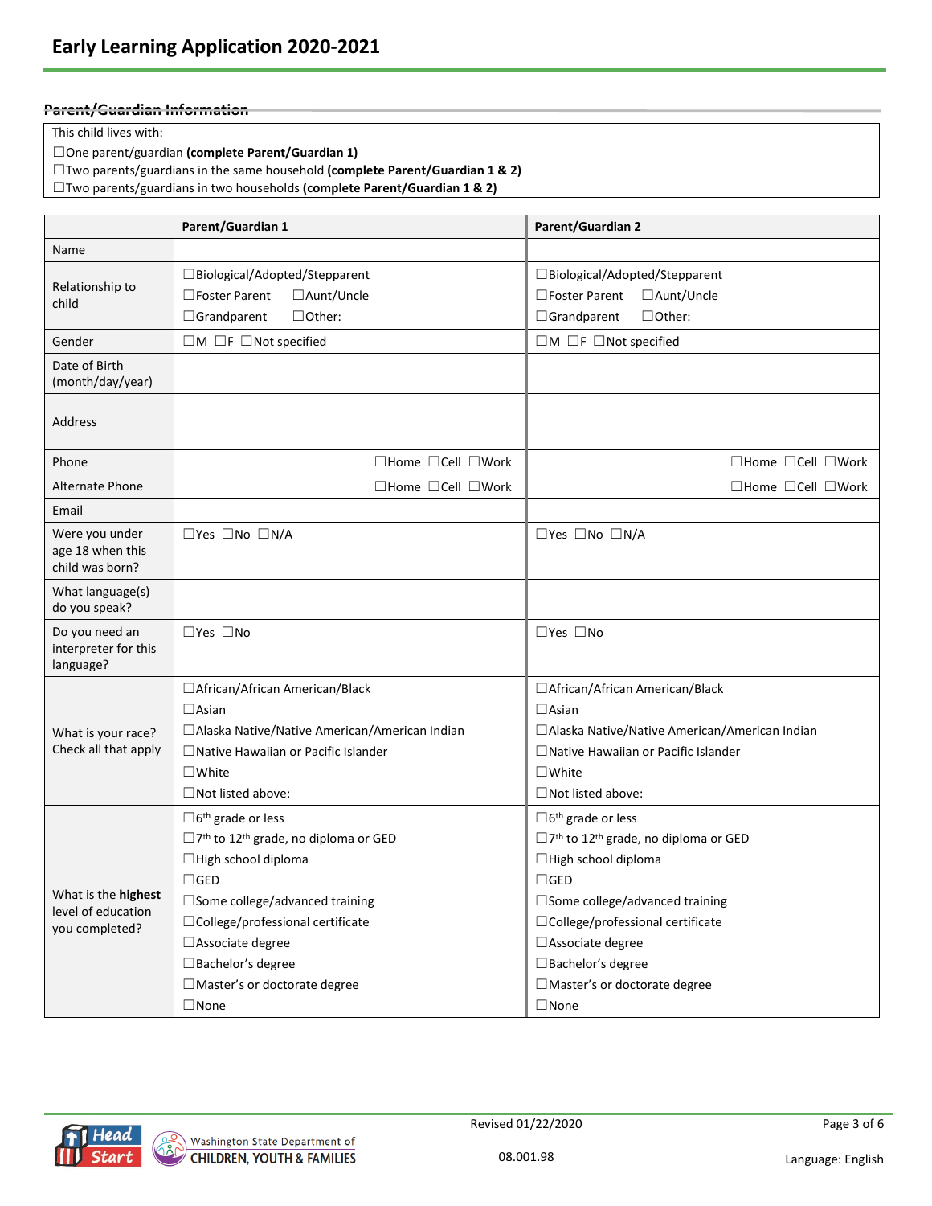# Early Learning Application 2020-2021

## Parent/Guardian Information

This child lives with:

☐One parent/guardian **(complete Parent/Guardian 1)**
☐Two parents/guardians in the same household **(complete Parent/Guardian 1 & 2)**
☐Two parents/guardians in two households **(complete Parent/Guardian 1 & 2)**

| | Parent/Guardian 1 | Parent/Guardian 2 |
|---|---|---|
| Name | | |
| Relationship to child | ☐Biological/Adopted/Stepparent<br>☐Foster Parent ☐Aunt/Uncle<br>☐Grandparent ☐Other: | ☐Biological/Adopted/Stepparent<br>☐Foster Parent ☐Aunt/Uncle<br>☐Grandparent ☐Other: |
| Gender | ☐M ☐F ☐Not specified | ☐M ☐F ☐Not specified |
| Date of Birth (month/day/year) | | |
| Address | | |
| Phone | ☐Home ☐Cell ☐Work | ☐Home ☐Cell ☐Work |
| Alternate Phone | ☐Home ☐Cell ☐Work | ☐Home ☐Cell ☐Work |
| Email | | |
| Were you under age 18 when this child was born? | ☐Yes ☐No ☐N/A | ☐Yes ☐No ☐N/A |
| What language(s) do you speak? | | |
| Do you need an interpreter for this language? | ☐Yes ☐No | ☐Yes ☐No |
| What is your race? Check all that apply | ☐African/African American/Black<br>☐Asian<br>☐Alaska Native/Native American/American Indian<br>☐Native Hawaiian or Pacific Islander<br>☐White<br>☐Not listed above: | ☐African/African American/Black<br>☐Asian<br>☐Alaska Native/Native American/American Indian<br>☐Native Hawaiian or Pacific Islander<br>☐White<br>☐Not listed above: |
| What is the **highest** level of education you completed? | ☐6th grade or less<br>☐7th to 12th grade, no diploma or GED<br>☐High school diploma<br>☐GED<br>☐Some college/advanced training<br>☐College/professional certificate<br>☐Associate degree<br>☐Bachelor's degree<br>☐Master's or doctorate degree<br>☐None | ☐6th grade or less<br>☐7th to 12th grade, no diploma or GED<br>☐High school diploma<br>☐GED<br>☐Some college/advanced training<br>☐College/professional certificate<br>☐Associate degree<br>☐Bachelor's degree<br>☐Master's or doctorate degree<br>☐None |

Revised 01/22/2020

08.001.98

Language: English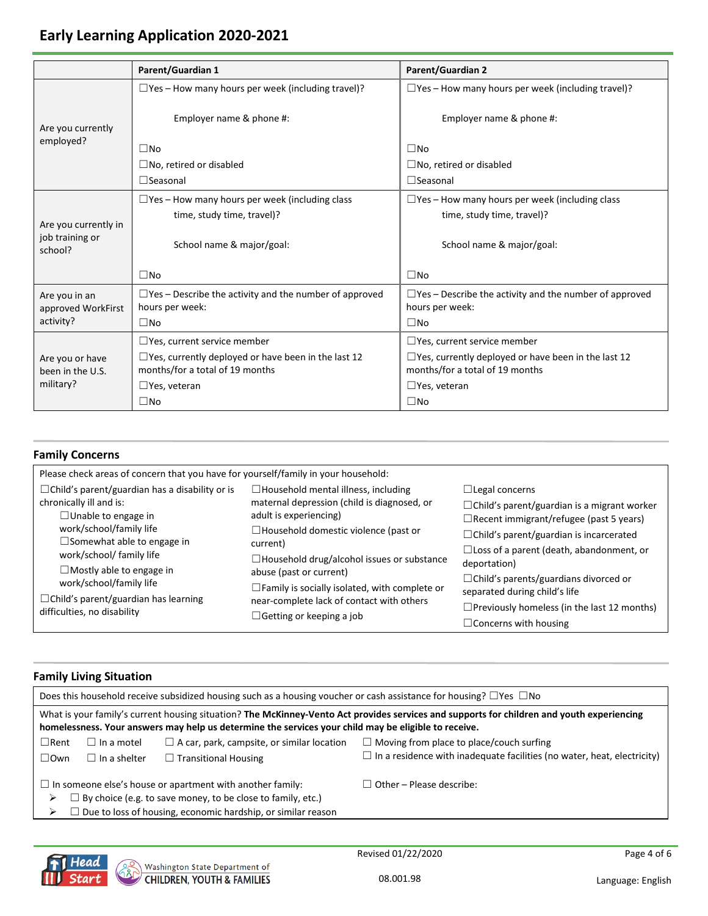| | Parent/Guardian 1 | Parent/Guardian 2 |
|---|---|---|
| Are you currently employed? | ☐Yes – How many hours per week (including travel)?<br><br>Employer name & phone #:<br><br>☐No<br>☐No, retired or disabled<br>☐Seasonal | ☐Yes – How many hours per week (including travel)?<br><br>Employer name & phone #:<br><br>☐No<br>☐No, retired or disabled<br>☐Seasonal |
| Are you currently in job training or school? | ☐Yes – How many hours per week (including class time, study time, travel)?<br><br>School name & major/goal:<br><br>☐No | ☐Yes – How many hours per week (including class time, study time, travel)?<br><br>School name & major/goal:<br><br>☐No |
| Are you in an approved WorkFirst activity? | ☐Yes – Describe the activity and the number of approved hours per week:<br>☐No | ☐Yes – Describe the activity and the number of approved hours per week:<br>☐No |
| Are you or have been in the U.S. military? | ☐Yes, current service member<br>☐Yes, currently deployed or have been in the last 12 months/for a total of 19 months<br>☐Yes, veteran<br>☐No | ☐Yes, current service member<br>☐Yes, currently deployed or have been in the last 12 months/for a total of 19 months<br>☐Yes, veteran<br>☐No |

## Family Concerns

Please check areas of concern that you have for yourself/family in your household:

- ☐Child's parent/guardian has a disability or is chronically ill and is:
  - ☐Unable to engage in work/school/family life
  - ☐Somewhat able to engage in work/school/ family life
  - ☐Mostly able to engage in work/school/family life
- ☐Child's parent/guardian has learning difficulties, no disability
- ☐Household mental illness, including maternal depression (child is diagnosed, or adult is experiencing)
- ☐Household domestic violence (past or current)
- ☐Household drug/alcohol issues or substance abuse (past or current)
- ☐Family is socially isolated, with complete or near-complete lack of contact with others
- ☐Getting or keeping a job
- ☐Legal concerns
- ☐Child's parent/guardian is a migrant worker
- ☐Recent immigrant/refugee (past 5 years)
- ☐Child's parent/guardian is incarcerated
- ☐Loss of a parent (death, abandonment, or deportation)
- ☐Child's parents/guardians divorced or separated during child's life
- ☐Previously homeless (in the last 12 months)
- ☐Concerns with housing

## Family Living Situation

Does this household receive subsidized housing such as a housing voucher or cash assistance for housing? ☐Yes ☐No

What is your family's current housing situation? **The McKinney-Vento Act provides services and supports for children and youth experiencing homelessness. Your answers may help us determine the services your child may be eligible to receive.**

☐Rent ☐ In a motel ☐ A car, park, campsite, or similar location ☐ Moving from place to place/couch surfing

☐Own ☐ In a shelter ☐ Transitional Housing ☐ In a residence with inadequate facilities (no water, heat, electricity)

☐ In someone else's house or apartment with another family:
- ☐ By choice (e.g. to save money, to be close to family, etc.)
- ☐ Due to loss of housing, economic hardship, or similar reason

☐ Other – Please describe: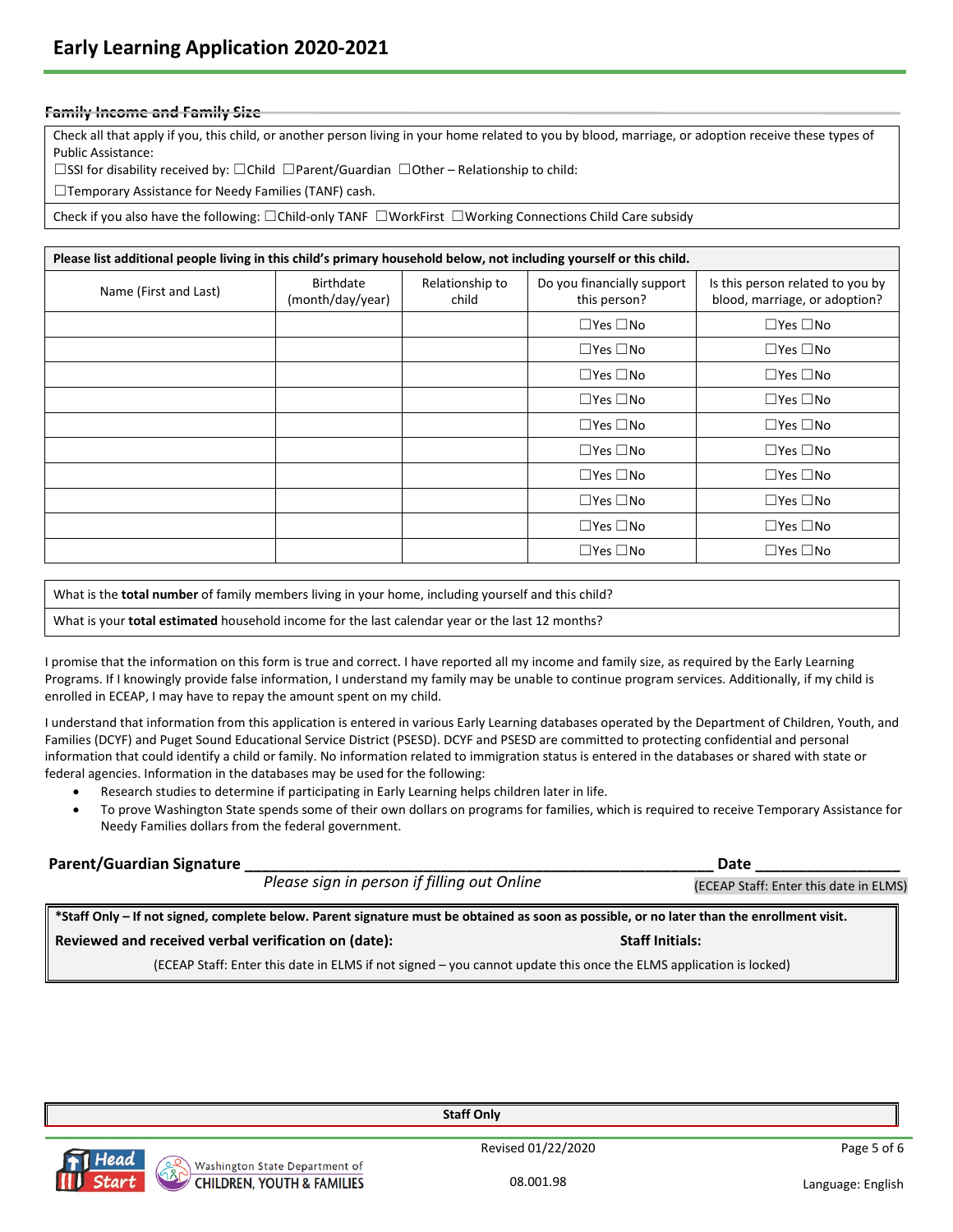# Early Learning Application 2020-2021

## Family Income and Family Size

Check all that apply if you, this child, or another person living in your home related to you by blood, marriage, or adoption receive these types of Public Assistance:

☐SSI for disability received by: ☐Child ☐Parent/Guardian ☐Other – Relationship to child:

☐Temporary Assistance for Needy Families (TANF) cash.

Check if you also have the following: ☐Child-only TANF ☐WorkFirst ☐Working Connections Child Care subsidy

**Please list additional people living in this child's primary household below, not including yourself or this child.**

| Name (First and Last) | Birthdate (month/day/year) | Relationship to child | Do you financially support this person? | Is this person related to you by blood, marriage, or adoption? |
|---|---|---|---|---|
| | | | ☐Yes ☐No | ☐Yes ☐No |
| | | | ☐Yes ☐No | ☐Yes ☐No |
| | | | ☐Yes ☐No | ☐Yes ☐No |
| | | | ☐Yes ☐No | ☐Yes ☐No |
| | | | ☐Yes ☐No | ☐Yes ☐No |
| | | | ☐Yes ☐No | ☐Yes ☐No |
| | | | ☐Yes ☐No | ☐Yes ☐No |
| | | | ☐Yes ☐No | ☐Yes ☐No |
| | | | ☐Yes ☐No | ☐Yes ☐No |
| | | | ☐Yes ☐No | ☐Yes ☐No |

What is the **total number** of family members living in your home, including yourself and this child?

What is your **total estimated** household income for the last calendar year or the last 12 months?

I promise that the information on this form is true and correct. I have reported all my income and family size, as required by the Early Learning Programs. If I knowingly provide false information, I understand my family may be unable to continue program services. Additionally, if my child is enrolled in ECEAP, I may have to repay the amount spent on my child.

I understand that information from this application is entered in various Early Learning databases operated by the Department of Children, Youth, and Families (DCYF) and Puget Sound Educational Service District (PSESD). DCYF and PSESD are committed to protecting confidential and personal information that could identify a child or family. No information related to immigration status is entered in the databases or shared with state or federal agencies. Information in the databases may be used for the following:

- Research studies to determine if participating in Early Learning helps children later in life.
- To prove Washington State spends some of their own dollars on programs for families, which is required to receive Temporary Assistance for Needy Families dollars from the federal government.

**Parent/Guardian Signature** ________________________________________ **Date** ______________

*Please sign in person if filling out Online* (ECEAP Staff: Enter this date in ELMS)

**\*Staff Only – If not signed, complete below. Parent signature must be obtained as soon as possible, or no later than the enrollment visit.**

**Reviewed and received verbal verification on (date):** **Staff Initials:**

(ECEAP Staff: Enter this date in ELMS if not signed – you cannot update this once the ELMS application is locked)

**Staff Only**

Revised 01/22/2020

08.001.98

Language: English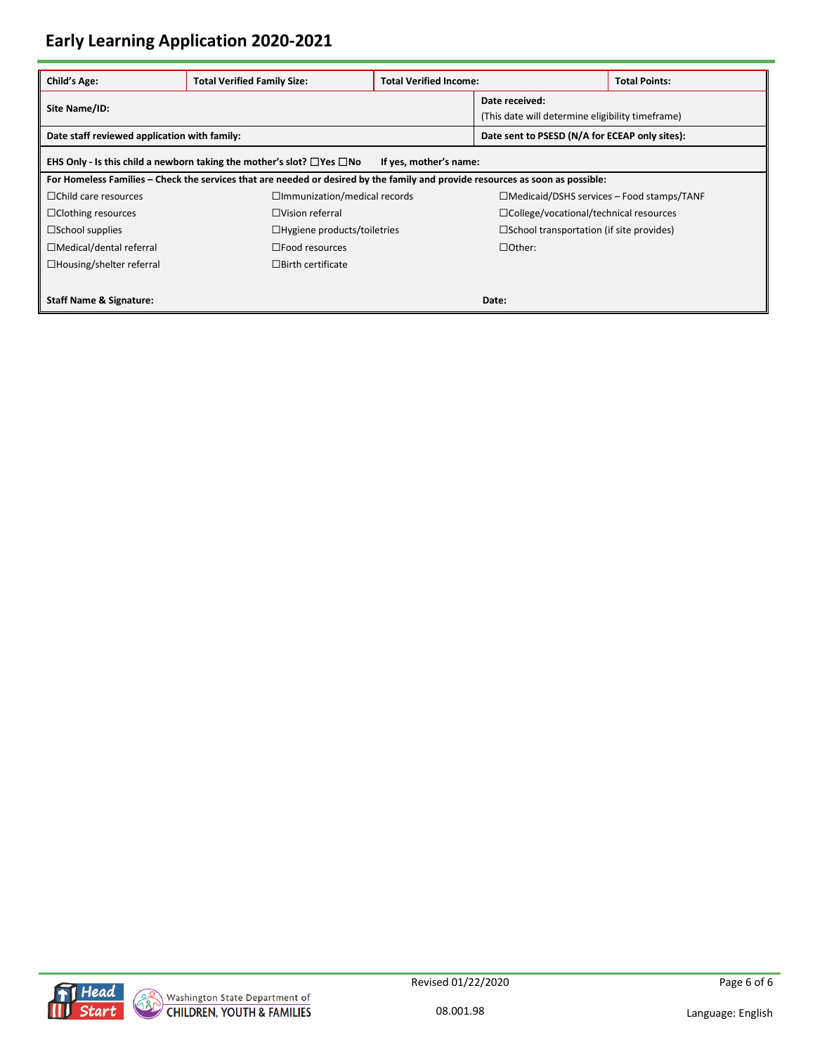## Early Learning Application 2020-2021

| | | | |
|---|---|---|---|
| **Child's Age:** | **Total Verified Family Size:** | **Total Verified Income:** | **Total Points:** |
| **Site Name/ID:** | | **Date received:** (This date will determine eligibility timeframe) | |
| **Date staff reviewed application with family:** | | **Date sent to PSESD (N/A for ECEAP only sites):** | |

**EHS Only - Is this child a newborn taking the mother's slot?** ☐**Yes** ☐**No** **If yes, mother's name:**

**For Homeless Families – Check the services that are needed or desired by the family and provide resources as soon as possible:**

| | | |
|---|---|---|
| ☐Child care resources | ☐Immunization/medical records | ☐Medicaid/DSHS services – Food stamps/TANF |
| ☐Clothing resources | ☐Vision referral | ☐College/vocational/technical resources |
| ☐School supplies | ☐Hygiene products/toiletries | ☐School transportation (if site provides) |
| ☐Medical/dental referral | ☐Food resources | ☐Other: |
| ☐Housing/shelter referral | ☐Birth certificate | |

**Staff Name & Signature:** **Date:**

Revised 01/22/2020

08.001.98

Language: English